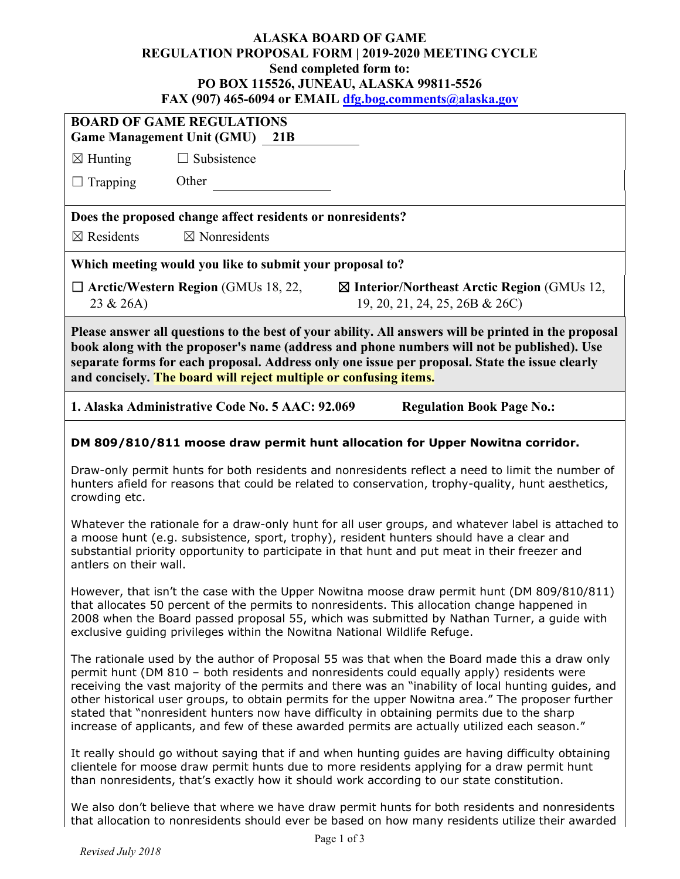**ALASKA BOARD OF GAME**
**REGULATION PROPOSAL FORM | 2019-2020 MEETING CYCLE**
**Send completed form to:**
**PO BOX 115526, JUNEAU, ALASKA 99811-5526**
**FAX (907) 465-6094 or EMAIL dfg.bog.comments@alaska.gov**

**BOARD OF GAME REGULATIONS**
**Game Management Unit (GMU) 21B**

☒ Hunting ☐ Subsistence

☐ Trapping Other ____________

**Does the proposed change affect residents or nonresidents?**

☒ Residents ☒ Nonresidents

**Which meeting would you like to submit your proposal to?**

☐ **Arctic/Western Region** (GMUs 18, 22, 23 & 26A) ☒ **Interior/Northeast Arctic Region** (GMUs 12, 19, 20, 21, 24, 25, 26B & 26C)

**Please answer all questions to the best of your ability. All answers will be printed in the proposal book along with the proposer's name (address and phone numbers will not be published). Use separate forms for each proposal. Address only one issue per proposal. State the issue clearly and concisely. The board will reject multiple or confusing items.**

**1. Alaska Administrative Code No. 5 AAC: 92.069 Regulation Book Page No.:**

**DM 809/810/811 moose draw permit hunt allocation for Upper Nowitna corridor.**

Draw-only permit hunts for both residents and nonresidents reflect a need to limit the number of hunters afield for reasons that could be related to conservation, trophy-quality, hunt aesthetics, crowding etc.

Whatever the rationale for a draw-only hunt for all user groups, and whatever label is attached to a moose hunt (e.g. subsistence, sport, trophy), resident hunters should have a clear and substantial priority opportunity to participate in that hunt and put meat in their freezer and antlers on their wall.

However, that isn't the case with the Upper Nowitna moose draw permit hunt (DM 809/810/811) that allocates 50 percent of the permits to nonresidents. This allocation change happened in 2008 when the Board passed proposal 55, which was submitted by Nathan Turner, a guide with exclusive guiding privileges within the Nowitna National Wildlife Refuge.

The rationale used by the author of Proposal 55 was that when the Board made this a draw only permit hunt (DM 810 – both residents and nonresidents could equally apply) residents were receiving the vast majority of the permits and there was an "inability of local hunting guides, and other historical user groups, to obtain permits for the upper Nowitna area." The proposer further stated that "nonresident hunters now have difficulty in obtaining permits due to the sharp increase of applicants, and few of these awarded permits are actually utilized each season."

It really should go without saying that if and when hunting guides are having difficulty obtaining clientele for moose draw permit hunts due to more residents applying for a draw permit hunt than nonresidents, that's exactly how it should work according to our state constitution.

We also don't believe that where we have draw permit hunts for both residents and nonresidents that allocation to nonresidents should ever be based on how many residents utilize their awarded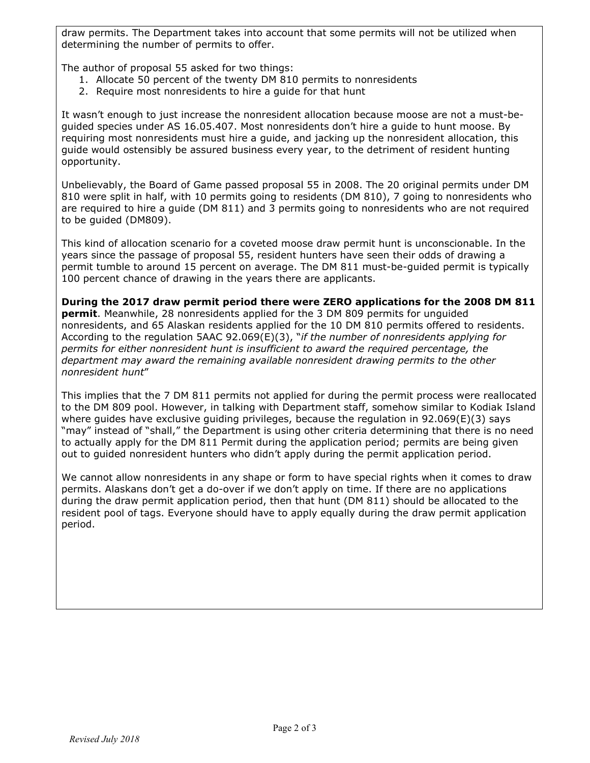draw permits. The Department takes into account that some permits will not be utilized when determining the number of permits to offer.

The author of proposal 55 asked for two things:

1. Allocate 50 percent of the twenty DM 810 permits to nonresidents
2. Require most nonresidents to hire a guide for that hunt

It wasn't enough to just increase the nonresident allocation because moose are not a must-be-guided species under AS 16.05.407. Most nonresidents don't hire a guide to hunt moose. By requiring most nonresidents must hire a guide, and jacking up the nonresident allocation, this guide would ostensibly be assured business every year, to the detriment of resident hunting opportunity.

Unbelievably, the Board of Game passed proposal 55 in 2008. The 20 original permits under DM 810 were split in half, with 10 permits going to residents (DM 810), 7 going to nonresidents who are required to hire a guide (DM 811) and 3 permits going to nonresidents who are not required to be guided (DM809).

This kind of allocation scenario for a coveted moose draw permit hunt is unconscionable. In the years since the passage of proposal 55, resident hunters have seen their odds of drawing a permit tumble to around 15 percent on average. The DM 811 must-be-guided permit is typically 100 percent chance of drawing in the years there are applicants.

**During the 2017 draw permit period there were ZERO applications for the 2008 DM 811 permit**. Meanwhile, 28 nonresidents applied for the 3 DM 809 permits for unguided nonresidents, and 65 Alaskan residents applied for the 10 DM 810 permits offered to residents. According to the regulation 5AAC 92.069(E)(3), "*if the number of nonresidents applying for permits for either nonresident hunt is insufficient to award the required percentage, the department may award the remaining available nonresident drawing permits to the other nonresident hunt*"

This implies that the 7 DM 811 permits not applied for during the permit process were reallocated to the DM 809 pool. However, in talking with Department staff, somehow similar to Kodiak Island where guides have exclusive guiding privileges, because the regulation in 92.069(E)(3) says "may" instead of "shall," the Department is using other criteria determining that there is no need to actually apply for the DM 811 Permit during the application period; permits are being given out to guided nonresident hunters who didn't apply during the permit application period.

We cannot allow nonresidents in any shape or form to have special rights when it comes to draw permits. Alaskans don't get a do-over if we don't apply on time. If there are no applications during the draw permit application period, then that hunt (DM 811) should be allocated to the resident pool of tags. Everyone should have to apply equally during the draw permit application period.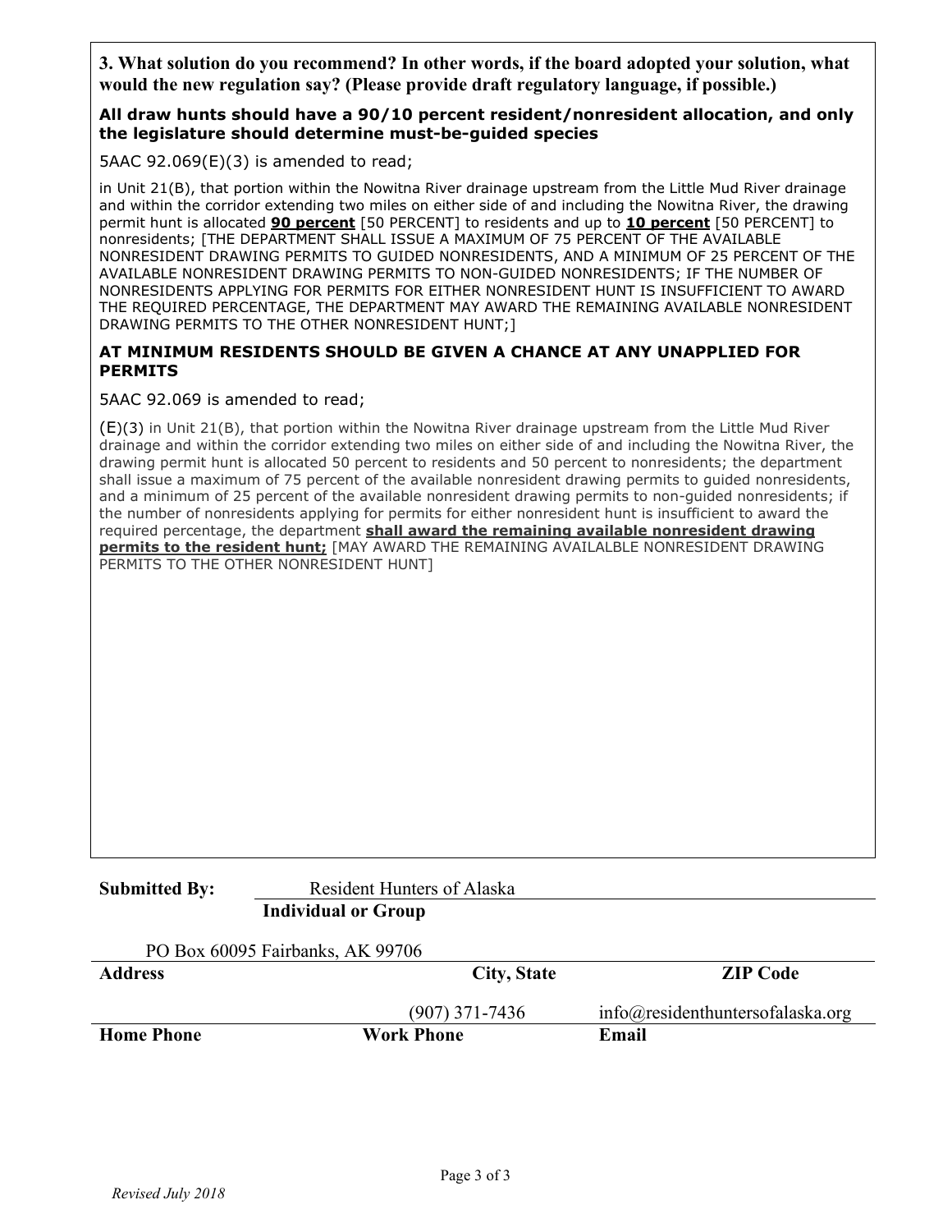**3. What solution do you recommend? In other words, if the board adopted your solution, what would the new regulation say? (Please provide draft regulatory language, if possible.)**

**All draw hunts should have a 90/10 percent resident/nonresident allocation, and only the legislature should determine must-be-guided species**

5AAC 92.069(E)(3) is amended to read;

in Unit 21(B), that portion within the Nowitna River drainage upstream from the Little Mud River drainage and within the corridor extending two miles on either side of and including the Nowitna River, the drawing permit hunt is allocated **<u>90 percent</u>** [50 PERCENT] to residents and up to **<u>10 percent</u>** [50 PERCENT] to nonresidents; [THE DEPARTMENT SHALL ISSUE A MAXIMUM OF 75 PERCENT OF THE AVAILABLE NONRESIDENT DRAWING PERMITS TO GUIDED NONRESIDENTS, AND A MINIMUM OF 25 PERCENT OF THE AVAILABLE NONRESIDENT DRAWING PERMITS TO NON-GUIDED NONRESIDENTS; IF THE NUMBER OF NONRESIDENTS APPLYING FOR PERMITS FOR EITHER NONRESIDENT HUNT IS INSUFFICIENT TO AWARD THE REQUIRED PERCENTAGE, THE DEPARTMENT MAY AWARD THE REMAINING AVAILABLE NONRESIDENT DRAWING PERMITS TO THE OTHER NONRESIDENT HUNT;]

**AT MINIMUM RESIDENTS SHOULD BE GIVEN A CHANCE AT ANY UNAPPLIED FOR PERMITS**

5AAC 92.069 is amended to read;

(E)(3) in Unit 21(B), that portion within the Nowitna River drainage upstream from the Little Mud River drainage and within the corridor extending two miles on either side of and including the Nowitna River, the drawing permit hunt is allocated 50 percent to residents and 50 percent to nonresidents; the department shall issue a maximum of 75 percent of the available nonresident drawing permits to guided nonresidents, and a minimum of 25 percent of the available nonresident drawing permits to non-guided nonresidents; if the number of nonresidents applying for permits for either nonresident hunt is insufficient to award the required percentage, the department **<u>shall award the remaining available nonresident drawing permits to the resident hunt;</u>** [MAY AWARD THE REMAINING AVAILALBLE NONRESIDENT DRAWING PERMITS TO THE OTHER NONRESIDENT HUNT]

**Submitted By:** Resident Hunters of Alaska
**Individual or Group**

| Address | City, State | ZIP Code |
|---|---|---|
| PO Box 60095 Fairbanks, AK 99706 | | |

| Home Phone | Work Phone | Email |
|---|---|---|
| | (907) 371-7436 | info@residenthuntersofalaska.org |

*Revised July 2018*